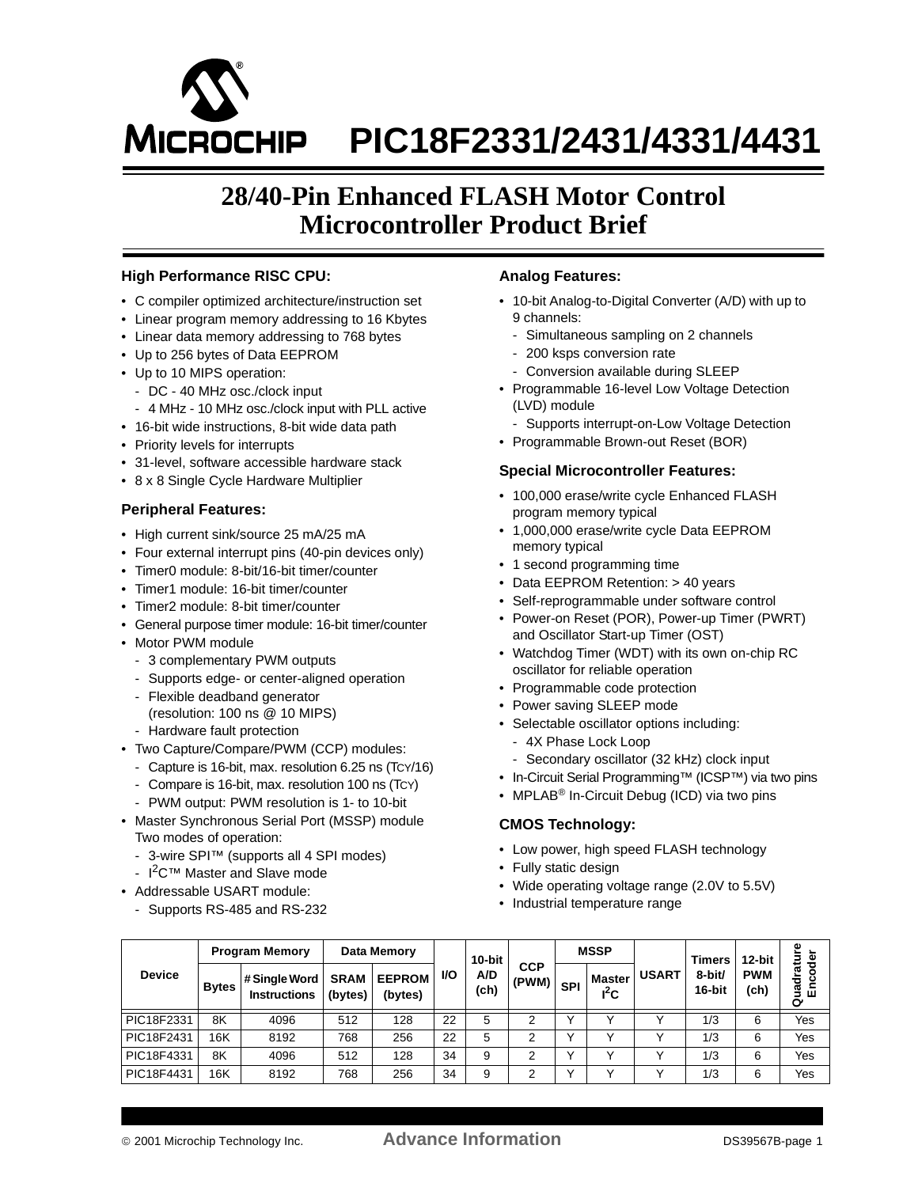# PIC18F2331/2431/4331/4431

## 28/40-Pin Enhanced FLASH Motor Control Microcontroller Product Brief

### High Performance RISC CPU:

- C compiler optimized architecture/instruction set
- Linear program memory addressing to 16 Kbytes
- Linear data memory addressing to 768 bytes
- Up to 256 bytes of Data EEPROM
- Up to 10 MIPS operation:
  - DC - 40 MHz osc./clock input
  - 4 MHz - 10 MHz osc./clock input with PLL active
- 16-bit wide instructions, 8-bit wide data path
- Priority levels for interrupts
- 31-level, software accessible hardware stack
- 8 x 8 Single Cycle Hardware Multiplier

### Peripheral Features:

- High current sink/source 25 mA/25 mA
- Four external interrupt pins (40-pin devices only)
- Timer0 module: 8-bit/16-bit timer/counter
- Timer1 module: 16-bit timer/counter
- Timer2 module: 8-bit timer/counter
- General purpose timer module: 16-bit timer/counter
- Motor PWM module
  - 3 complementary PWM outputs
  - Supports edge- or center-aligned operation
  - Flexible deadband generator (resolution: 100 ns @ 10 MIPS)
  - Hardware fault protection
- Two Capture/Compare/PWM (CCP) modules:
  - Capture is 16-bit, max. resolution 6.25 ns ($T_{CY}/16$)
  - Compare is 16-bit, max. resolution 100 ns ($T_{CY}$)
  - PWM output: PWM resolution is 1- to 10-bit
- Master Synchronous Serial Port (MSSP) module Two modes of operation:
  - 3-wire SPI™ (supports all 4 SPI modes)
  - $I^2C$™ Master and Slave mode
- Addressable USART module:
  - Supports RS-485 and RS-232

### Analog Features:

- 10-bit Analog-to-Digital Converter (A/D) with up to 9 channels:
  - Simultaneous sampling on 2 channels
  - 200 ksps conversion rate
  - Conversion available during SLEEP
- Programmable 16-level Low Voltage Detection (LVD) module
  - Supports interrupt-on-Low Voltage Detection
- Programmable Brown-out Reset (BOR)

### Special Microcontroller Features:

- 100,000 erase/write cycle Enhanced FLASH program memory typical
- 1,000,000 erase/write cycle Data EEPROM memory typical
- 1 second programming time
- Data EEPROM Retention: > 40 years
- Self-reprogrammable under software control
- Power-on Reset (POR), Power-up Timer (PWRT) and Oscillator Start-up Timer (OST)
- Watchdog Timer (WDT) with its own on-chip RC oscillator for reliable operation
- Programmable code protection
- Power saving SLEEP mode
- Selectable oscillator options including:
  - 4X Phase Lock Loop
  - Secondary oscillator (32 kHz) clock input
- In-Circuit Serial Programming™ (ICSP™) via two pins
- MPLAB® In-Circuit Debug (ICD) via two pins

### CMOS Technology:

- Low power, high speed FLASH technology
- Fully static design
- Wide operating voltage range (2.0V to 5.5V)
- Industrial temperature range

| Device | Program Memory | | Data Memory | | I/O | 10-bit A/D (ch) | CCP (PWM) | MSSP | | USART | Timers 8-bit/ 16-bit | 12-bit PWM (ch) | Quadrature Encoder |
|---|---|---|---|---|---|---|---|---|---|---|---|---|---|
| | Bytes | # Single Word Instructions | SRAM (bytes) | EEPROM (bytes) | | | | SPI | Master $I^2C$ | | | | |
| PIC18F2331 | 8K | 4096 | 512 | 128 | 22 | 5 | 2 | Y | Y | Y | 1/3 | 6 | Yes |
| PIC18F2431 | 16K | 8192 | 768 | 256 | 22 | 5 | 2 | Y | Y | Y | 1/3 | 6 | Yes |
| PIC18F4331 | 8K | 4096 | 512 | 128 | 34 | 9 | 2 | Y | Y | Y | 1/3 | 6 | Yes |
| PIC18F4431 | 16K | 8192 | 768 | 256 | 34 | 9 | 2 | Y | Y | Y | 1/3 | 6 | Yes |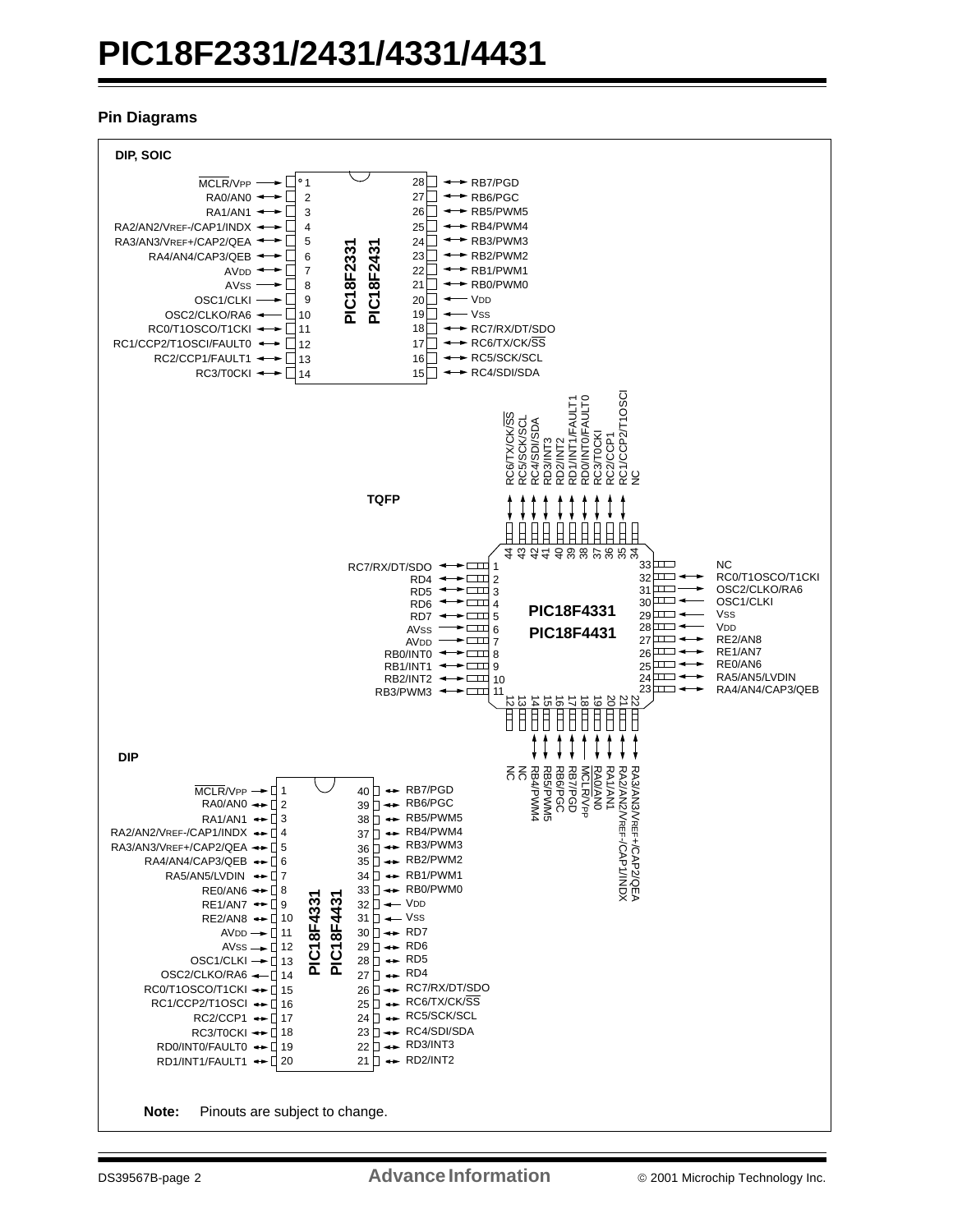## Pin Diagrams

**DIP, SOIC**

PIC18F2331 / PIC18F2431

| Pin | Name | Pin | Name |
|---|---|---|---|
| 1 | MCLR/VPP | 28 | RB7/PGD |
| 2 | RA0/AN0 | 27 | RB6/PGC |
| 3 | RA1/AN1 | 26 | RB5/PWM5 |
| 4 | RA2/AN2/VREF-/CAP1/INDX | 25 | RB4/PWM4 |
| 5 | RA3/AN3/VREF+/CAP2/QEA | 24 | RB3/PWM3 |
| 6 | RA4/AN4/CAP3/QEB | 23 | RB2/PWM2 |
| 7 | AVDD | 22 | RB1/PWM1 |
| 8 | AVSS | 21 | RB0/PWM0 |
| 9 | OSC1/CLKI | 20 | VDD |
| 10 | OSC2/CLKO/RA6 | 19 | VSS |
| 11 | RC0/T1OSCO/T1CKI | 18 | RC7/RX/DT/SDO |
| 12 | RC1/CCP2/T1OSCI/FAULT0 | 17 | RC6/TX/CK/SS |
| 13 | RC2/CCP1/FAULT1 | 16 | RC5/SCK/SCL |
| 14 | RC3/T0CKI | 15 | RC4/SDI/SDA |

**TQFP**

PIC18F4331 / PIC18F4431

| Pin | Name | Pin | Name |
|---|---|---|---|
| 1 | RC7/RX/DT/SDO | 23 | RA4/AN4/CAP3/QEB |
| 2 | RD4 | 24 | RA5/AN5/LVDIN |
| 3 | RD5 | 25 | RE0/AN6 |
| 4 | RD6 | 26 | RE1/AN7 |
| 5 | RD7 | 27 | RE2/AN8 |
| 6 | AVSS | 28 | VDD |
| 7 | AVDD | 29 | VSS |
| 8 | RB0/INT0 | 30 | OSC1/CLKI |
| 9 | RB1/INT1 | 31 | OSC2/CLKO/RA6 |
| 10 | RB2/INT2 | 32 | RC0/T1OSCO/T1CKI |
| 11 | RB3/PWM3 | 33 | NC |
| 12 | NC | 34 | NC |
| 13 | NC | 35 | RC1/CCP2/T1OSCI |
| 14 | RB4/PWM4 | 36 | RC2/CCP1 |
| 15 | RB5/PWM5 | 37 | RC3/T0CKI |
| 16 | RB6/PGC | 38 | RD0/INT0/FAULT0 |
| 17 | RB7/PGD | 39 | RD1/INT1/FAULT1 |
| 18 | MCLR/VPP | 40 | RD2/INT2 |
| 19 | RA0/AN0 | 41 | RD3/INT3 |
| 20 | RA1/AN1 | 42 | RC4/SDI/SDA |
| 21 | RA2/AN2/VREF-/CAP1/INDX | 43 | RC5/SCK/SCL |
| 22 | RA3/AN3/VREF+/CAP2/QEA | 44 | RC6/TX/CK/SS |

**DIP**

PIC18F4331 / PIC18F4431

| Pin | Name | Pin | Name |
|---|---|---|---|
| 1 | MCLR/VPP | 40 | RB7/PGD |
| 2 | RA0/AN0 | 39 | RB6/PGC |
| 3 | RA1/AN1 | 38 | RB5/PWM5 |
| 4 | RA2/AN2/VREF-/CAP1/INDX | 37 | RB4/PWM4 |
| 5 | RA3/AN3/VREF+/CAP2/QEA | 36 | RB3/PWM3 |
| 6 | RA4/AN4/CAP3/QEB | 35 | RB2/PWM2 |
| 7 | RA5/AN5/LVDIN | 34 | RB1/PWM1 |
| 8 | RE0/AN6 | 33 | RB0/PWM0 |
| 9 | RE1/AN7 | 32 | VDD |
| 10 | RE2/AN8 | 31 | VSS |
| 11 | AVDD | 30 | RD7 |
| 12 | AVSS | 29 | RD6 |
| 13 | OSC1/CLKI | 28 | RD5 |
| 14 | OSC2/CLKO/RA6 | 27 | RD4 |
| 15 | RC0/T1OSCO/T1CKI | 26 | RC7/RX/DT/SDO |
| 16 | RC1/CCP2/T1OSCI | 25 | RC6/TX/CK/SS |
| 17 | RC2/CCP1 | 24 | RC5/SCK/SCL |
| 18 | RC3/T0CKI | 23 | RC4/SDI/SDA |
| 19 | RD0/INT0/FAULT0 | 22 | RD3/INT3 |
| 20 | RD1/INT1/FAULT1 | 21 | RD2/INT2 |

**Note:** Pinouts are subject to change.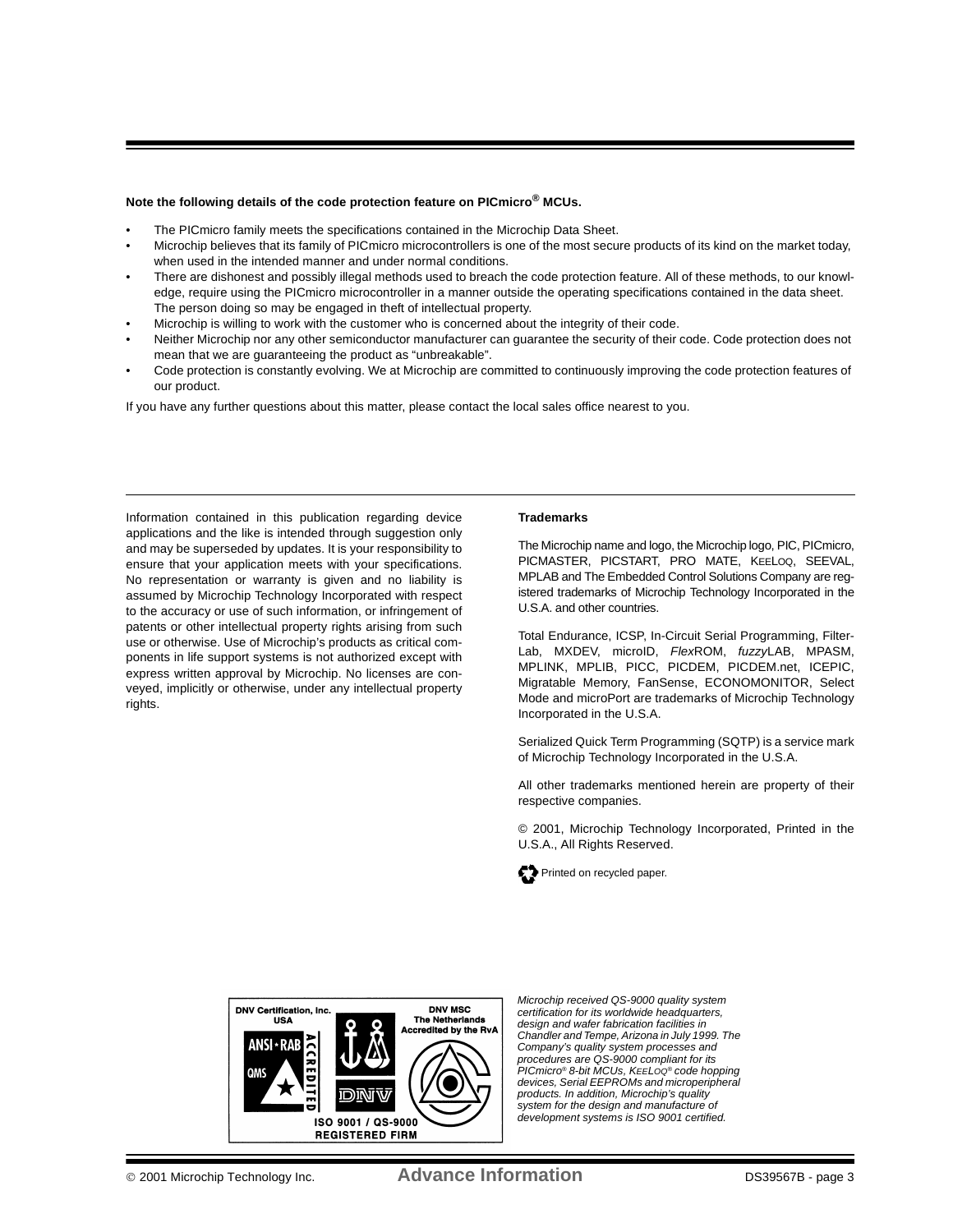**Note the following details of the code protection feature on PICmicro® MCUs.**

- The PICmicro family meets the specifications contained in the Microchip Data Sheet.
- Microchip believes that its family of PICmicro microcontrollers is one of the most secure products of its kind on the market today, when used in the intended manner and under normal conditions.
- There are dishonest and possibly illegal methods used to breach the code protection feature. All of these methods, to our knowledge, require using the PICmicro microcontroller in a manner outside the operating specifications contained in the data sheet. The person doing so may be engaged in theft of intellectual property.
- Microchip is willing to work with the customer who is concerned about the integrity of their code.
- Neither Microchip nor any other semiconductor manufacturer can guarantee the security of their code. Code protection does not mean that we are guaranteeing the product as “unbreakable”.
- Code protection is constantly evolving. We at Microchip are committed to continuously improving the code protection features of our product.

If you have any further questions about this matter, please contact the local sales office nearest to you.

Information contained in this publication regarding device applications and the like is intended through suggestion only and may be superseded by updates. It is your responsibility to ensure that your application meets with your specifications. No representation or warranty is given and no liability is assumed by Microchip Technology Incorporated with respect to the accuracy or use of such information, or infringement of patents or other intellectual property rights arising from such use or otherwise. Use of Microchip’s products as critical components in life support systems is not authorized except with express written approval by Microchip. No licenses are conveyed, implicitly or otherwise, under any intellectual property rights.

**Trademarks**

The Microchip name and logo, the Microchip logo, PIC, PICmicro, PICMASTER, PICSTART, PRO MATE, KEELOQ, SEEVAL, MPLAB and The Embedded Control Solutions Company are registered trademarks of Microchip Technology Incorporated in the U.S.A. and other countries.

Total Endurance, ICSP, In-Circuit Serial Programming, FilterLab, MXDEV, microID, *Flex*ROM, *fuzzy*LAB, MPASM, MPLINK, MPLIB, PICC, PICDEM, PICDEM.net, ICEPIC, Migratable Memory, FanSense, ECONOMONITOR, Select Mode and microPort are trademarks of Microchip Technology Incorporated in the U.S.A.

Serialized Quick Term Programming (SQTP) is a service mark of Microchip Technology Incorporated in the U.S.A.

All other trademarks mentioned herein are property of their respective companies.

© 2001, Microchip Technology Incorporated, Printed in the U.S.A., All Rights Reserved.

Printed on recycled paper.

DNV Certification, Inc. USA
ANSI • RAB
QMS
ACCREDITED
DNV MSC
The Netherlands
Accredited by the RvA
DNV
ISO 9001 / QS-9000
REGISTERED FIRM

*Microchip received QS-9000 quality system certification for its worldwide headquarters, design and wafer fabrication facilities in Chandler and Tempe, Arizona in July 1999. The Company’s quality system processes and procedures are QS-9000 compliant for its PICmicro® 8-bit MCUs, KEELOQ® code hopping devices, Serial EEPROMs and microperipheral products. In addition, Microchip’s quality system for the design and manufacture of development systems is ISO 9001 certified.*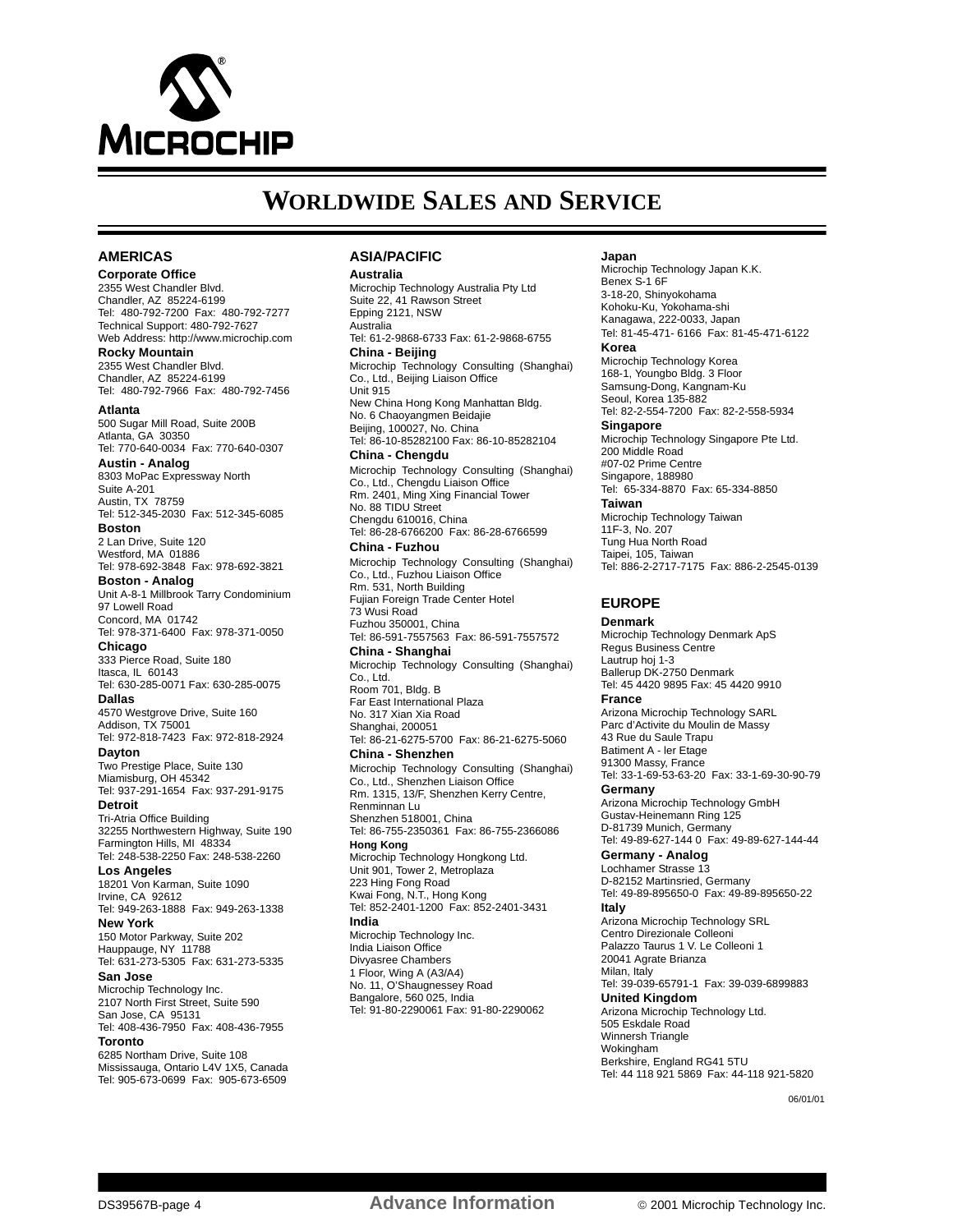# WORLDWIDE SALES AND SERVICE

## AMERICAS

**Corporate Office**
2355 West Chandler Blvd.
Chandler, AZ 85224-6199
Tel: 480-792-7200 Fax: 480-792-7277
Technical Support: 480-792-7627
Web Address: http://www.microchip.com

**Rocky Mountain**
2355 West Chandler Blvd.
Chandler, AZ 85224-6199
Tel: 480-792-7966 Fax: 480-792-7456

**Atlanta**
500 Sugar Mill Road, Suite 200B
Atlanta, GA 30350
Tel: 770-640-0034 Fax: 770-640-0307

**Austin - Analog**
8303 MoPac Expressway North
Suite A-201
Austin, TX 78759
Tel: 512-345-2030 Fax: 512-345-6085

**Boston**
2 Lan Drive, Suite 120
Westford, MA 01886
Tel: 978-692-3848 Fax: 978-692-3821

**Boston - Analog**
Unit A-8-1 Millbrook Tarry Condominium
97 Lowell Road
Concord, MA 01742
Tel: 978-371-6400 Fax: 978-371-0050

**Chicago**
333 Pierce Road, Suite 180
Itasca, IL 60143
Tel: 630-285-0071 Fax: 630-285-0075

**Dallas**
4570 Westgrove Drive, Suite 160
Addison, TX 75001
Tel: 972-818-7423 Fax: 972-818-2924

**Dayton**
Two Prestige Place, Suite 130
Miamisburg, OH 45342
Tel: 937-291-1654 Fax: 937-291-9175

**Detroit**
Tri-Atria Office Building
32255 Northwestern Highway, Suite 190
Farmington Hills, MI 48334
Tel: 248-538-2250 Fax: 248-538-2260

**Los Angeles**
18201 Von Karman, Suite 1090
Irvine, CA 92612
Tel: 949-263-1888 Fax: 949-263-1338

**New York**
150 Motor Parkway, Suite 202
Hauppauge, NY 11788
Tel: 631-273-5305 Fax: 631-273-5335

**San Jose**
Microchip Technology Inc.
2107 North First Street, Suite 590
San Jose, CA 95131
Tel: 408-436-7950 Fax: 408-436-7955

**Toronto**
6285 Northam Drive, Suite 108
Mississauga, Ontario L4V 1X5, Canada
Tel: 905-673-0699 Fax: 905-673-6509

## ASIA/PACIFIC

**Australia**
Microchip Technology Australia Pty Ltd
Suite 22, 41 Rawson Street
Epping 2121, NSW
Australia
Tel: 61-2-9868-6733 Fax: 61-2-9868-6755

**China - Beijing**
Microchip Technology Consulting (Shanghai) Co., Ltd., Beijing Liaison Office
Unit 915
New China Hong Kong Manhattan Bldg.
No. 6 Chaoyangmen Beidajie
Beijing, 100027, No. China
Tel: 86-10-85282100 Fax: 86-10-85282104

**China - Chengdu**
Microchip Technology Consulting (Shanghai) Co., Ltd., Chengdu Liaison Office
Rm. 2401, Ming Xing Financial Tower
No. 88 TIDU Street
Chengdu 610016, China
Tel: 86-28-6766200 Fax: 86-28-6766599

**China - Fuzhou**
Microchip Technology Consulting (Shanghai) Co., Ltd., Fuzhou Liaison Office
Rm. 531, North Building
Fujian Foreign Trade Center Hotel
73 Wusi Road
Fuzhou 350001, China
Tel: 86-591-7557563 Fax: 86-591-7557572

**China - Shanghai**
Microchip Technology Consulting (Shanghai) Co., Ltd.
Room 701, Bldg. B
Far East International Plaza
No. 317 Xian Xia Road
Shanghai, 200051
Tel: 86-21-6275-5700 Fax: 86-21-6275-5060

**China - Shenzhen**
Microchip Technology Consulting (Shanghai) Co., Ltd., Shenzhen Liaison Office
Rm. 1315, 13/F, Shenzhen Kerry Centre,
Renminnan Lu
Shenzhen 518001, China
Tel: 86-755-2350361 Fax: 86-755-2366086

**Hong Kong**
Microchip Technology Hongkong Ltd.
Unit 901, Tower 2, Metroplaza
223 Hing Fong Road
Kwai Fong, N.T., Hong Kong
Tel: 852-2401-1200 Fax: 852-2401-3431

**India**
Microchip Technology Inc.
India Liaison Office
Divyasree Chambers
1 Floor, Wing A (A3/A4)
No. 11, O'Shaugnessey Road
Bangalore, 560 025, India
Tel: 91-80-2290061 Fax: 91-80-2290062

**Japan**
Microchip Technology Japan K.K.
Benex S-1 6F
3-18-20, Shinyokohama
Kohoku-Ku, Yokohama-shi
Kanagawa, 222-0033, Japan
Tel: 81-45-471- 6166 Fax: 81-45-471-6122

**Korea**
Microchip Technology Korea
168-1, Youngbo Bldg. 3 Floor
Samsung-Dong, Kangnam-Ku
Seoul, Korea 135-882
Tel: 82-2-554-7200 Fax: 82-2-558-5934

**Singapore**
Microchip Technology Singapore Pte Ltd.
200 Middle Road
#07-02 Prime Centre
Singapore, 188980
Tel: 65-334-8870 Fax: 65-334-8850

**Taiwan**
Microchip Technology Taiwan
11F-3, No. 207
Tung Hua North Road
Taipei, 105, Taiwan
Tel: 886-2-2717-7175 Fax: 886-2-2545-0139

## EUROPE

**Denmark**
Microchip Technology Denmark ApS
Regus Business Centre
Lautrup hoj 1-3
Ballerup DK-2750 Denmark
Tel: 45 4420 9895 Fax: 45 4420 9910

**France**
Arizona Microchip Technology SARL
Parc d'Activite du Moulin de Massy
43 Rue du Saule Trapu
Batiment A - ler Etage
91300 Massy, France
Tel: 33-1-69-53-63-20 Fax: 33-1-69-30-90-79

**Germany**
Arizona Microchip Technology GmbH
Gustav-Heinemann Ring 125
D-81739 Munich, Germany
Tel: 49-89-627-144 0 Fax: 49-89-627-144-44

**Germany - Analog**
Lochhamer Strasse 13
D-82152 Martinsried, Germany
Tel: 49-89-895650-0 Fax: 49-89-895650-22

**Italy**
Arizona Microchip Technology SRL
Centro Direzionale Colleoni
Palazzo Taurus 1 V. Le Colleoni 1
20041 Agrate Brianza
Milan, Italy
Tel: 39-039-65791-1 Fax: 39-039-6899883

**United Kingdom**
Arizona Microchip Technology Ltd.
505 Eskdale Road
Winnersh Triangle
Wokingham
Berkshire, England RG41 5TU
Tel: 44 118 921 5869 Fax: 44-118 921-5820

06/01/01